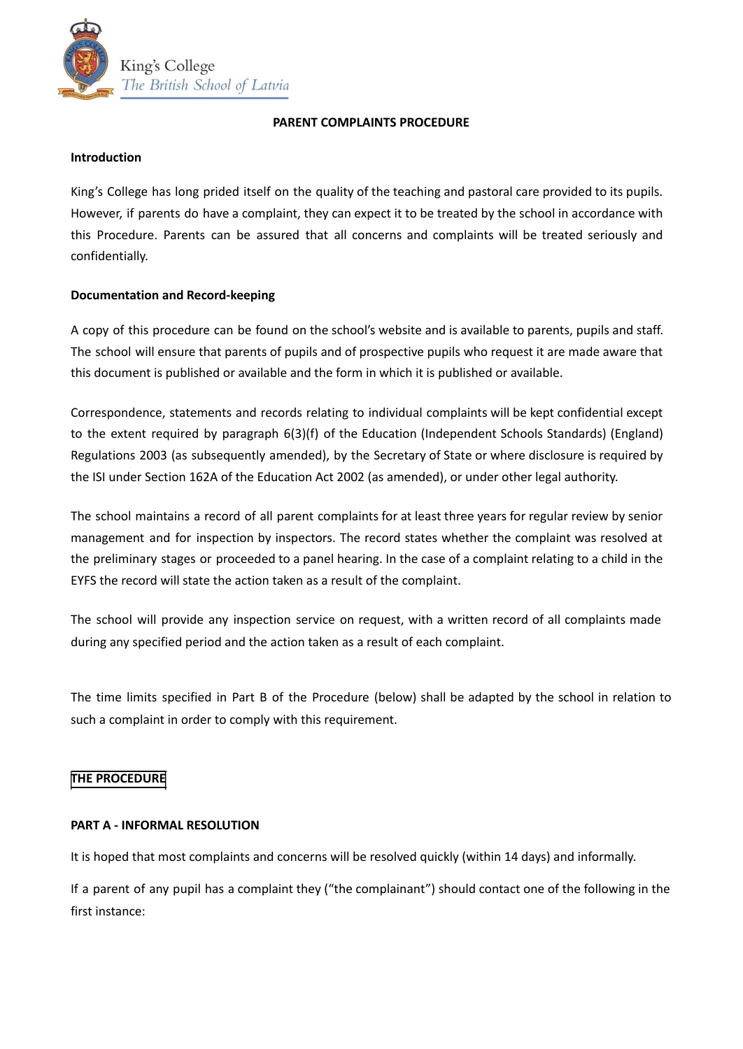King's College
*The British School of Latvia*

# PARENT COMPLAINTS PROCEDURE

## Introduction

King's College has long prided itself on the quality of the teaching and pastoral care provided to its pupils. However, if parents do have a complaint, they can expect it to be treated by the school in accordance with this Procedure. Parents can be assured that all concerns and complaints will be treated seriously and confidentially.

## Documentation and Record-keeping

A copy of this procedure can be found on the school's website and is available to parents, pupils and staff. The school will ensure that parents of pupils and of prospective pupils who request it are made aware that this document is published or available and the form in which it is published or available.

Correspondence, statements and records relating to individual complaints will be kept confidential except to the extent required by paragraph 6(3)(f) of the Education (Independent Schools Standards) (England) Regulations 2003 (as subsequently amended), by the Secretary of State or where disclosure is required by the ISI under Section 162A of the Education Act 2002 (as amended), or under other legal authority.

The school maintains a record of all parent complaints for at least three years for regular review by senior management and for inspection by inspectors. The record states whether the complaint was resolved at the preliminary stages or proceeded to a panel hearing. In the case of a complaint relating to a child in the EYFS the record will state the action taken as a result of the complaint.

The school will provide any inspection service on request, with a written record of all complaints made during any specified period and the action taken as a result of each complaint.

The time limits specified in Part B of the Procedure (below) shall be adapted by the school in relation to such a complaint in order to comply with this requirement.

## THE PROCEDURE

### PART A - INFORMAL RESOLUTION

It is hoped that most complaints and concerns will be resolved quickly (within 14 days) and informally.

If a parent of any pupil has a complaint they ("the complainant") should contact one of the following in the first instance: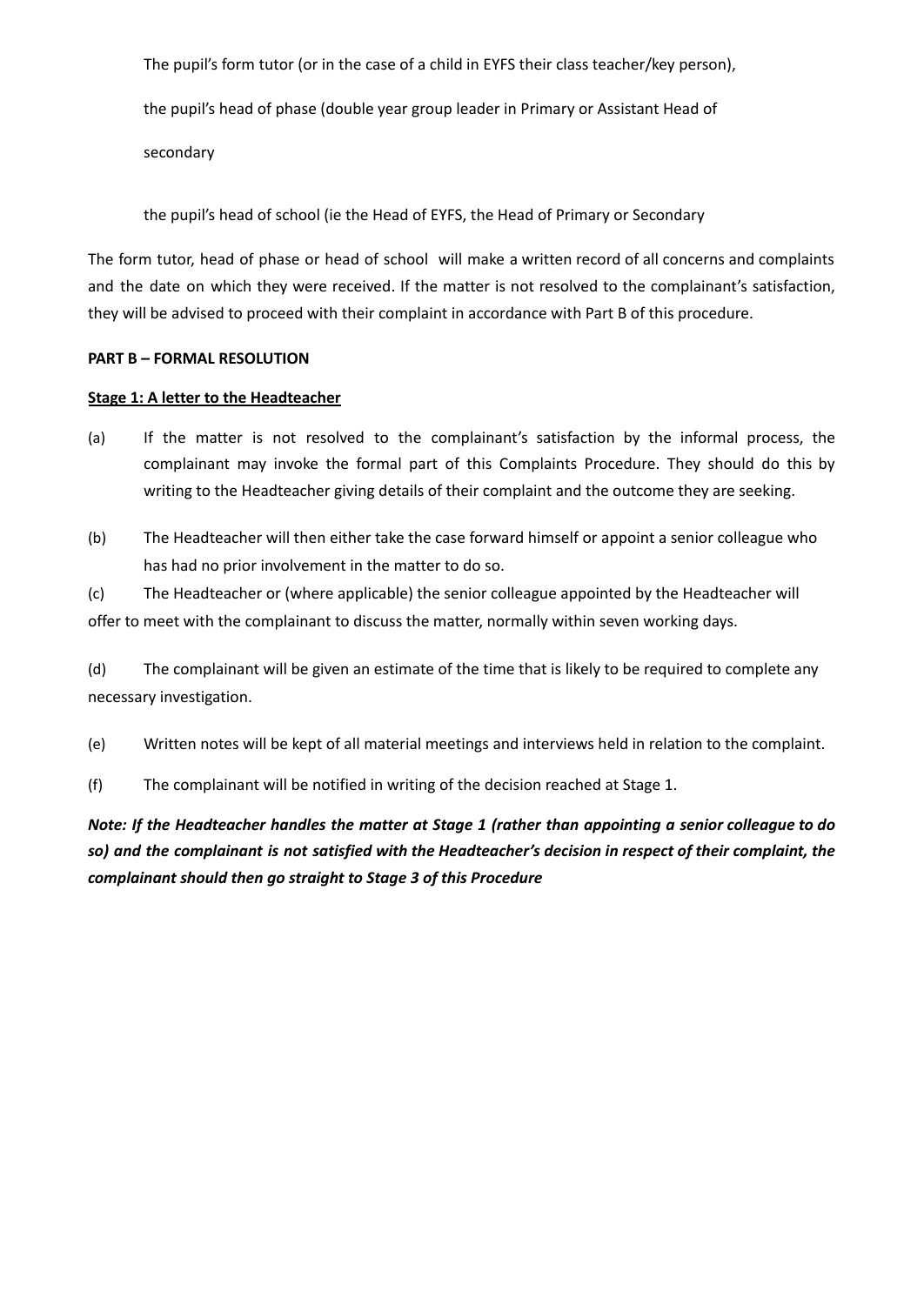The pupil's form tutor (or in the case of a child in EYFS their class teacher/key person),

the pupil's head of phase (double year group leader in Primary or Assistant Head of

secondary

the pupil's head of school (ie the Head of EYFS, the Head of Primary or Secondary

The form tutor, head of phase or head of school will make a written record of all concerns and complaints and the date on which they were received. If the matter is not resolved to the complainant's satisfaction, they will be advised to proceed with their complaint in accordance with Part B of this procedure.

**PART B – FORMAL RESOLUTION**

**Stage 1: A letter to the Headteacher**

(a) If the matter is not resolved to the complainant's satisfaction by the informal process, the complainant may invoke the formal part of this Complaints Procedure. They should do this by writing to the Headteacher giving details of their complaint and the outcome they are seeking.

(b) The Headteacher will then either take the case forward himself or appoint a senior colleague who has had no prior involvement in the matter to do so.

(c) The Headteacher or (where applicable) the senior colleague appointed by the Headteacher will offer to meet with the complainant to discuss the matter, normally within seven working days.

(d) The complainant will be given an estimate of the time that is likely to be required to complete any necessary investigation.

(e) Written notes will be kept of all material meetings and interviews held in relation to the complaint.

(f) The complainant will be notified in writing of the decision reached at Stage 1.

***Note: If the Headteacher handles the matter at Stage 1 (rather than appointing a senior colleague to do so) and the complainant is not satisfied with the Headteacher's decision in respect of their complaint, the complainant should then go straight to Stage 3 of this Procedure***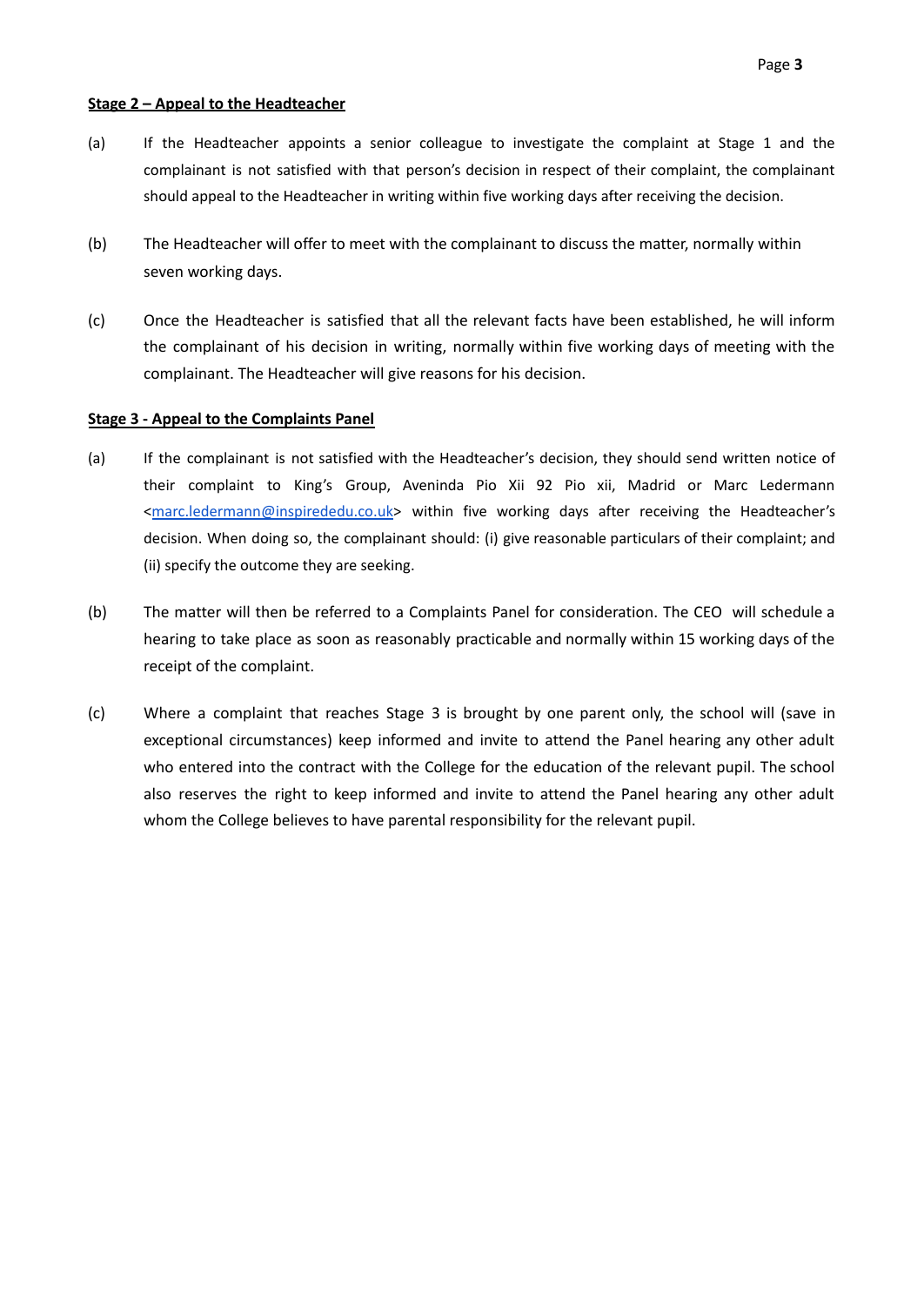**Stage 2 – Appeal to the Headteacher**

(a) If the Headteacher appoints a senior colleague to investigate the complaint at Stage 1 and the complainant is not satisfied with that person's decision in respect of their complaint, the complainant should appeal to the Headteacher in writing within five working days after receiving the decision.

(b) The Headteacher will offer to meet with the complainant to discuss the matter, normally within seven working days.

(c) Once the Headteacher is satisfied that all the relevant facts have been established, he will inform the complainant of his decision in writing, normally within five working days of meeting with the complainant. The Headteacher will give reasons for his decision.

**Stage 3 - Appeal to the Complaints Panel**

(a) If the complainant is not satisfied with the Headteacher's decision, they should send written notice of their complaint to King's Group, Aveninda Pio Xii 92 Pio xii, Madrid or Marc Ledermann <marc.ledermann@inspirededu.co.uk> within five working days after receiving the Headteacher's decision. When doing so, the complainant should: (i) give reasonable particulars of their complaint; and (ii) specify the outcome they are seeking.

(b) The matter will then be referred to a Complaints Panel for consideration. The CEO will schedule a hearing to take place as soon as reasonably practicable and normally within 15 working days of the receipt of the complaint.

(c) Where a complaint that reaches Stage 3 is brought by one parent only, the school will (save in exceptional circumstances) keep informed and invite to attend the Panel hearing any other adult who entered into the contract with the College for the education of the relevant pupil. The school also reserves the right to keep informed and invite to attend the Panel hearing any other adult whom the College believes to have parental responsibility for the relevant pupil.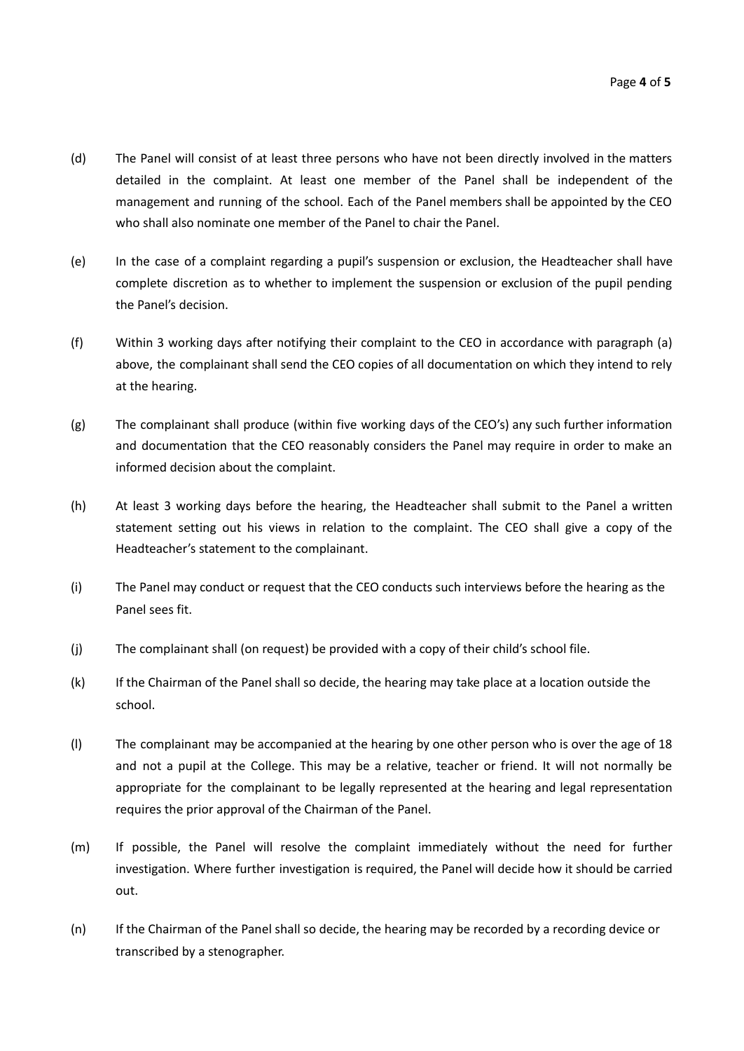(d) The Panel will consist of at least three persons who have not been directly involved in the matters detailed in the complaint. At least one member of the Panel shall be independent of the management and running of the school. Each of the Panel members shall be appointed by the CEO who shall also nominate one member of the Panel to chair the Panel.

(e) In the case of a complaint regarding a pupil's suspension or exclusion, the Headteacher shall have complete discretion as to whether to implement the suspension or exclusion of the pupil pending the Panel's decision.

(f) Within 3 working days after notifying their complaint to the CEO in accordance with paragraph (a) above, the complainant shall send the CEO copies of all documentation on which they intend to rely at the hearing.

(g) The complainant shall produce (within five working days of the CEO's) any such further information and documentation that the CEO reasonably considers the Panel may require in order to make an informed decision about the complaint.

(h) At least 3 working days before the hearing, the Headteacher shall submit to the Panel a written statement setting out his views in relation to the complaint. The CEO shall give a copy of the Headteacher's statement to the complainant.

(i) The Panel may conduct or request that the CEO conducts such interviews before the hearing as the Panel sees fit.

(j) The complainant shall (on request) be provided with a copy of their child's school file.

(k) If the Chairman of the Panel shall so decide, the hearing may take place at a location outside the school.

(l) The complainant may be accompanied at the hearing by one other person who is over the age of 18 and not a pupil at the College. This may be a relative, teacher or friend. It will not normally be appropriate for the complainant to be legally represented at the hearing and legal representation requires the prior approval of the Chairman of the Panel.

(m) If possible, the Panel will resolve the complaint immediately without the need for further investigation. Where further investigation is required, the Panel will decide how it should be carried out.

(n) If the Chairman of the Panel shall so decide, the hearing may be recorded by a recording device or transcribed by a stenographer.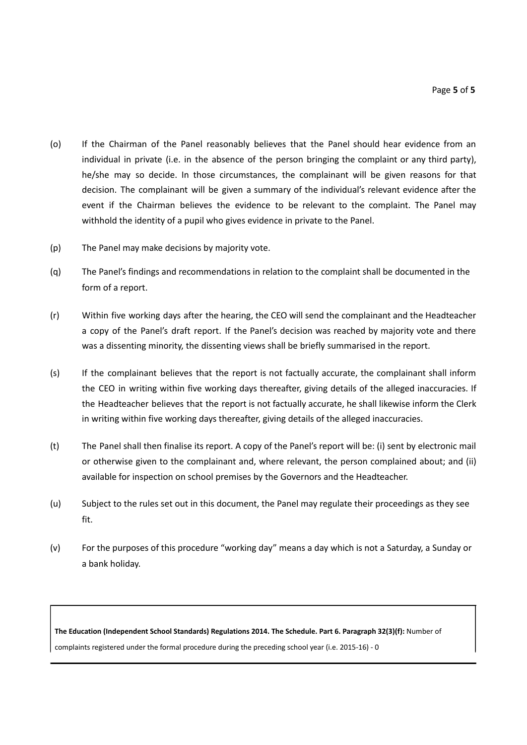(o) If the Chairman of the Panel reasonably believes that the Panel should hear evidence from an individual in private (i.e. in the absence of the person bringing the complaint or any third party), he/she may so decide. In those circumstances, the complainant will be given reasons for that decision. The complainant will be given a summary of the individual's relevant evidence after the event if the Chairman believes the evidence to be relevant to the complaint. The Panel may withhold the identity of a pupil who gives evidence in private to the Panel.

(p) The Panel may make decisions by majority vote.

(q) The Panel's findings and recommendations in relation to the complaint shall be documented in the form of a report.

(r) Within five working days after the hearing, the CEO will send the complainant and the Headteacher a copy of the Panel's draft report. If the Panel's decision was reached by majority vote and there was a dissenting minority, the dissenting views shall be briefly summarised in the report.

(s) If the complainant believes that the report is not factually accurate, the complainant shall inform the CEO in writing within five working days thereafter, giving details of the alleged inaccuracies. If the Headteacher believes that the report is not factually accurate, he shall likewise inform the Clerk in writing within five working days thereafter, giving details of the alleged inaccuracies.

(t) The Panel shall then finalise its report. A copy of the Panel's report will be: (i) sent by electronic mail or otherwise given to the complainant and, where relevant, the person complained about; and (ii) available for inspection on school premises by the Governors and the Headteacher.

(u) Subject to the rules set out in this document, the Panel may regulate their proceedings as they see fit.

(v) For the purposes of this procedure "working day" means a day which is not a Saturday, a Sunday or a bank holiday.

**The Education (Independent School Standards) Regulations 2014. The Schedule. Part 6. Paragraph 32(3)(f):** Number of complaints registered under the formal procedure during the preceding school year (i.e. 2015-16) - 0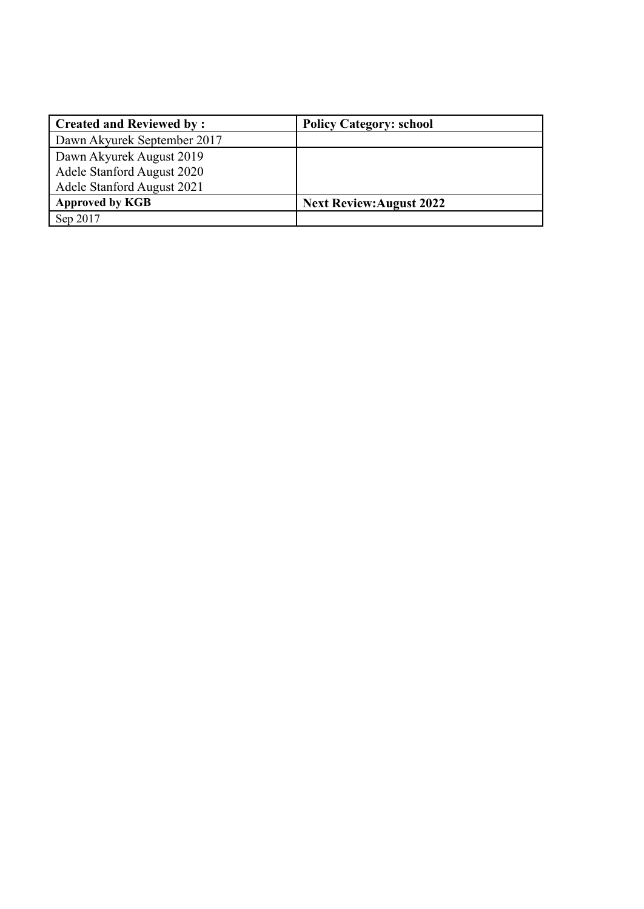| Created and Reviewed by : | Policy Category: school |
|---|---|
| Dawn Akyurek September 2017 | |
| Dawn Akyurek August 2019<br>Adele Stanford August 2020<br>Adele Stanford August 2021 | |
| **Approved by KGB** | **Next Review:August 2022** |
| Sep 2017 | |